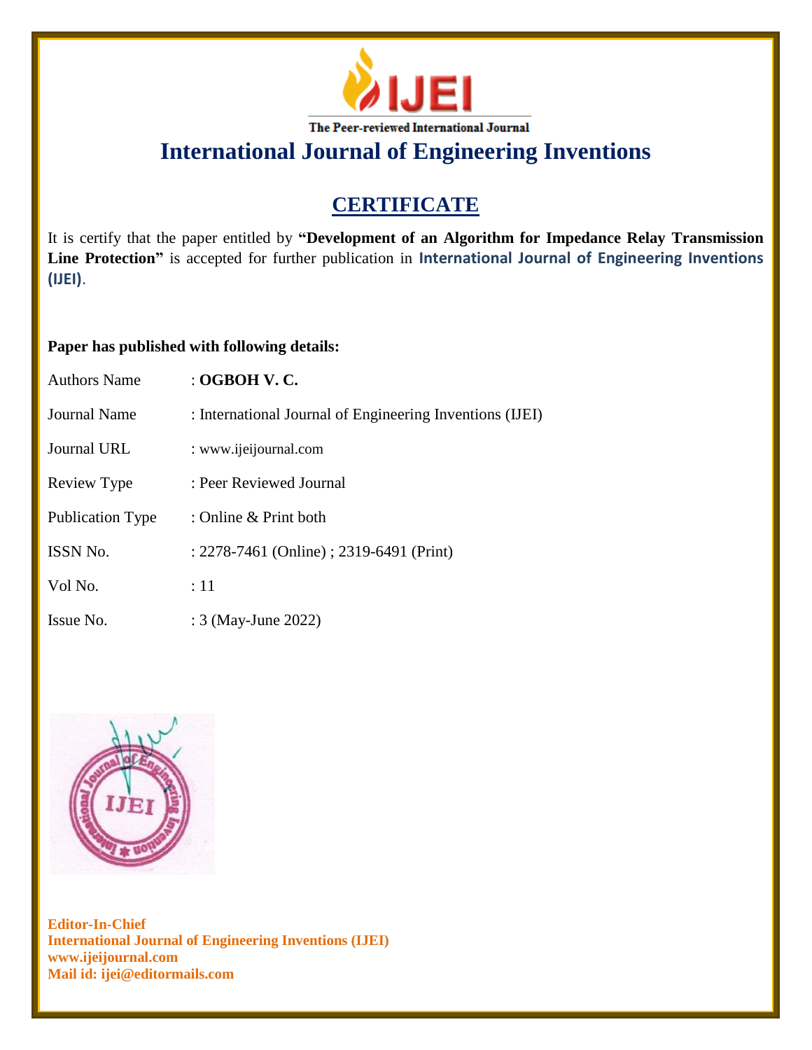The Peer-reviewed International Journal

# International Journal of Engineering Inventions

## CERTIFICATE

It is certify that the paper entitled by **"Development of an Algorithm for Impedance Relay Transmission Line Protection"** is accepted for further publication in **International Journal of Engineering Inventions (IJEI)**.

**Paper has published with following details:**

| | |
|---|---|
| Authors Name | : **OGBOH V. C.** |
| Journal Name | : International Journal of Engineering Inventions (IJEI) |
| Journal URL | : www.ijeijournal.com |
| Review Type | : Peer Reviewed Journal |
| Publication Type | : Online & Print both |
| ISSN No. | : 2278-7461 (Online) ; 2319-6491 (Print) |
| Vol No. | : 11 |
| Issue No. | : 3 (May-June 2022) |

**Editor-In-Chief**
**International Journal of Engineering Inventions (IJEI)**
**www.ijeijournal.com**
**Mail id: ijei@editormails.com**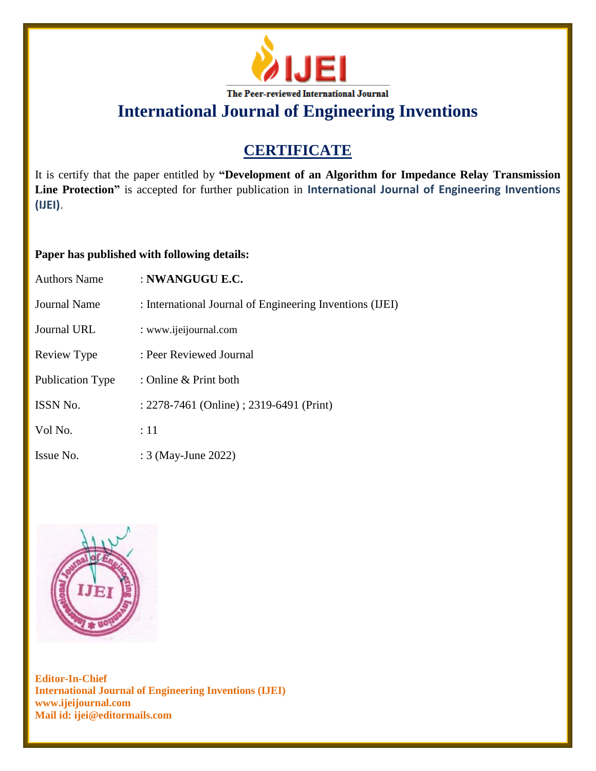IJEI

The Peer-reviewed International Journal

# International Journal of Engineering Inventions

## CERTIFICATE

It is certify that the paper entitled by **"Development of an Algorithm for Impedance Relay Transmission Line Protection"** is accepted for further publication in **International Journal of Engineering Inventions (IJEI)**.

**Paper has published with following details:**

| | |
|---|---|
| Authors Name | : **NWANGUGU E.C.** |
| Journal Name | : International Journal of Engineering Inventions (IJEI) |
| Journal URL | : www.ijeijournal.com |
| Review Type | : Peer Reviewed Journal |
| Publication Type | : Online & Print both |
| ISSN No. | : 2278-7461 (Online) ; 2319-6491 (Print) |
| Vol No. | : 11 |
| Issue No. | : 3 (May-June 2022) |

**Editor-In-Chief**
**International Journal of Engineering Inventions (IJEI)**
**www.ijeijournal.com**
**Mail id: ijei@editormails.com**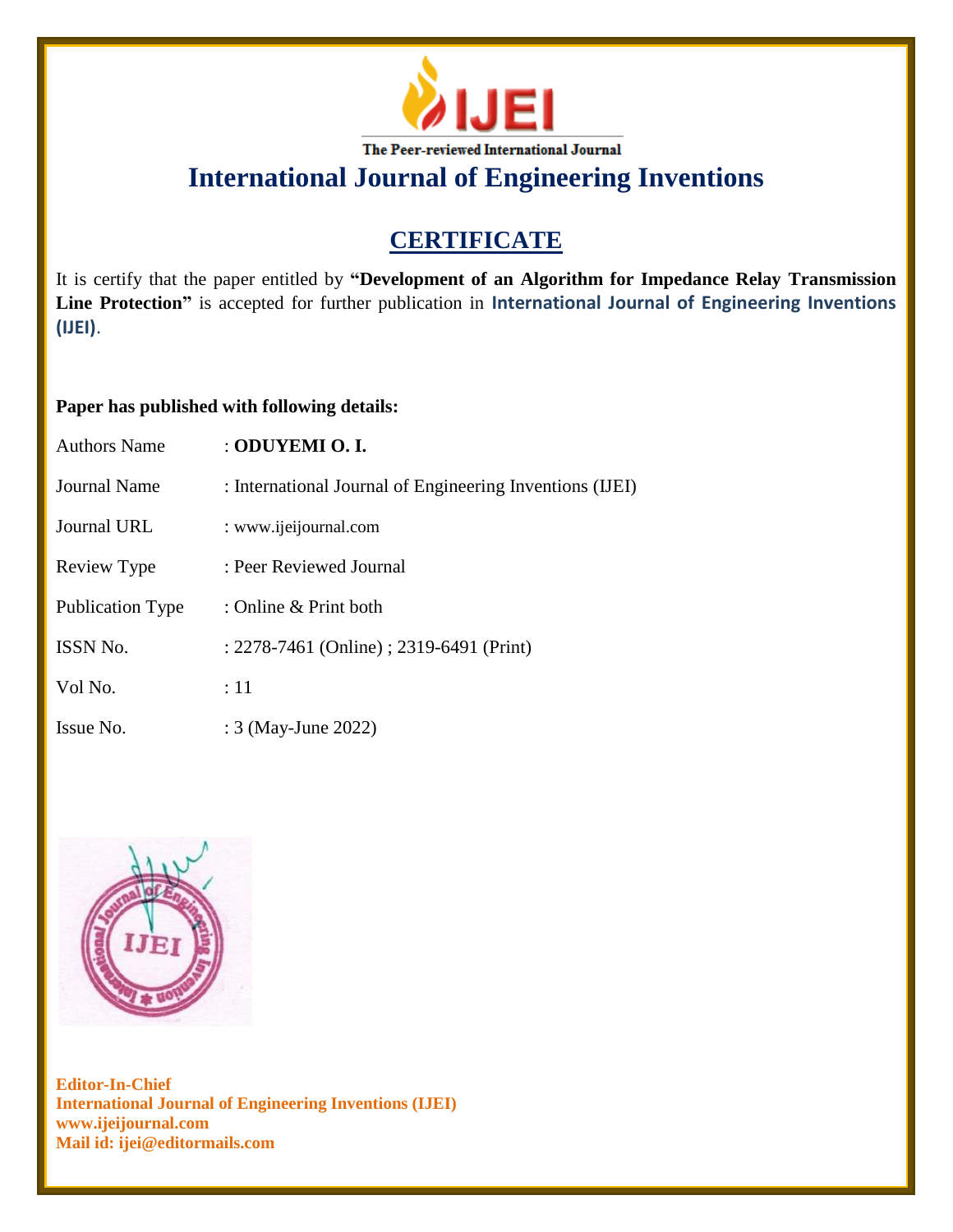IJEI

The Peer-reviewed International Journal

# International Journal of Engineering Inventions

## CERTIFICATE

It is certify that the paper entitled by **"Development of an Algorithm for Impedance Relay Transmission Line Protection"** is accepted for further publication in **International Journal of Engineering Inventions (IJEI)**.

**Paper has published with following details:**

| | |
|---|---|
| Authors Name | : **ODUYEMI O. I.** |
| Journal Name | : International Journal of Engineering Inventions (IJEI) |
| Journal URL | : www.ijeijournal.com |
| Review Type | : Peer Reviewed Journal |
| Publication Type | : Online & Print both |
| ISSN No. | : 2278-7461 (Online) ; 2319-6491 (Print) |
| Vol No. | : 11 |
| Issue No. | : 3 (May-June 2022) |

**Editor-In-Chief**
**International Journal of Engineering Inventions (IJEI)**
**www.ijeijournal.com**
**Mail id: ijei@editormails.com**